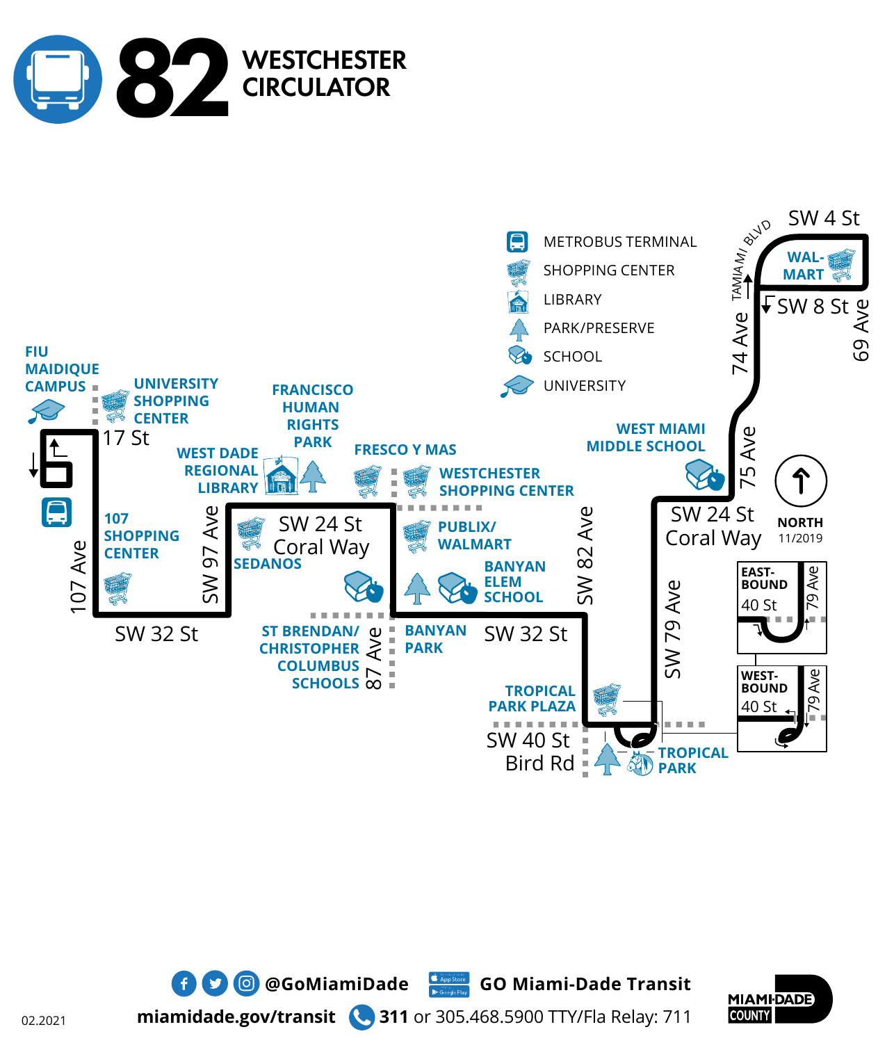# 82 WESTCHESTER CIRCULATOR

**Legend**

- METROBUS TERMINAL
- SHOPPING CENTER
- LIBRARY
- PARK/PRESERVE
- SCHOOL
- UNIVERSITY

NORTH
11/2019

**FIU MAIDIQUE CAMPUS**

**UNIVERSITY SHOPPING CENTER**

17 St

107 Ave

**107 SHOPPING CENTER**

SW 32 St

SW 97 Ave

**WEST DADE REGIONAL LIBRARY**

**FRANCISCO HUMAN RIGHTS PARK**

**SEDANOS**

SW 24 St Coral Way

**ST BRENDAN/ CHRISTOPHER COLUMBUS SCHOOLS**

87 Ave

**FRESCO Y MAS**

**WESTCHESTER SHOPPING CENTER**

**PUBLIX/ WALMART**

**BANYAN ELEM SCHOOL**

**BANYAN PARK**

SW 32 St

SW 82 Ave

**TROPICAL PARK PLAZA**

SW 40 St Bird Rd

**TROPICAL PARK**

SW 79 Ave

SW 24 St Coral Way

**WEST MIAMI MIDDLE SCHOOL**

75 Ave

74 Ave

TAMIAMI BLVD

SW 4 St

**WAL-MART**

SW 8 St

69 Ave

EAST-BOUND: 40 St, 79 Ave

WEST-BOUND: 40 St, 79 Ave

@GoMiamiDade — GO Miami-Dade Transit

miamidade.gov/transit — 311 or 305.468.5900 TTY/Fla Relay: 711

MIAMI-DADE COUNTY

02.2021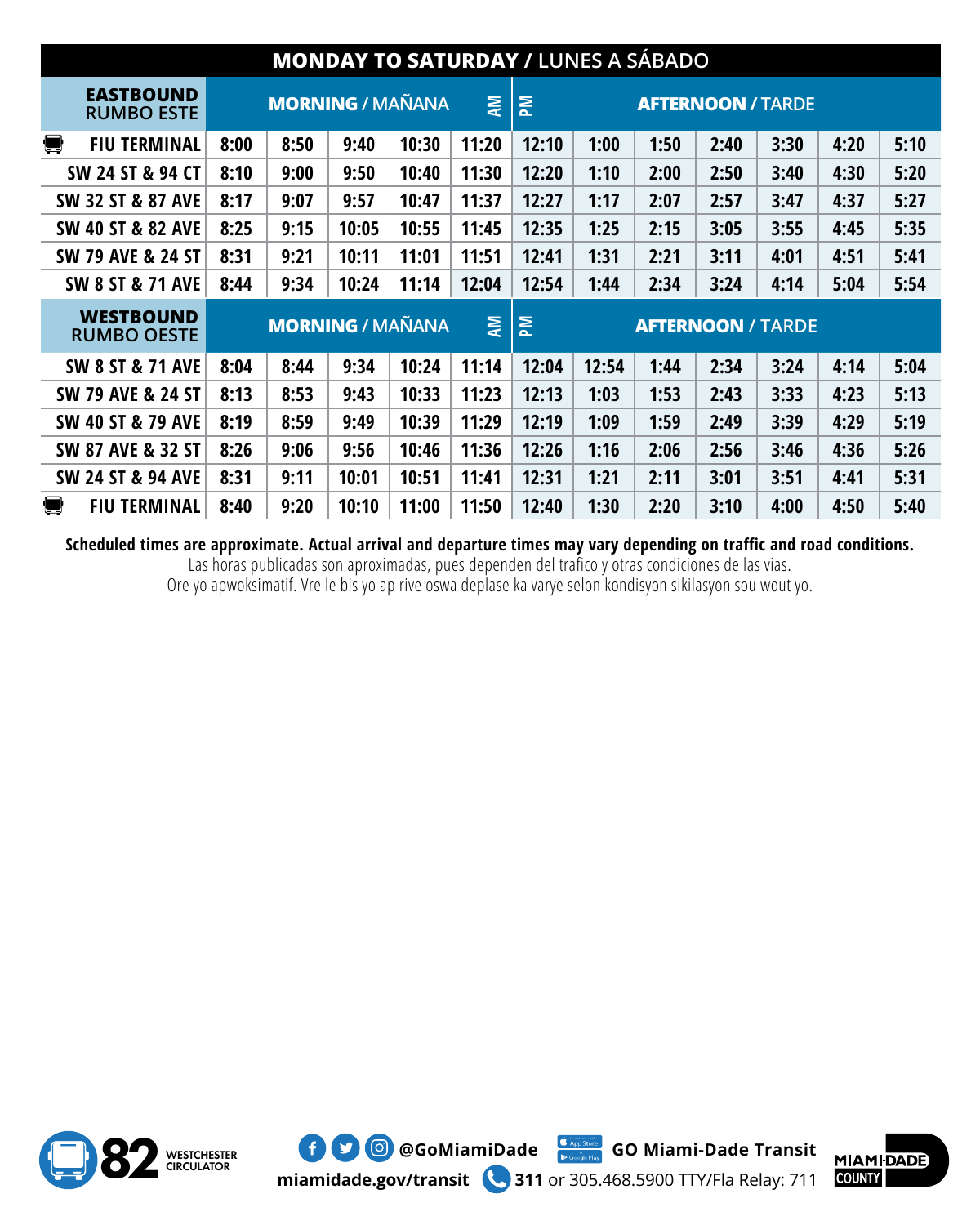## MONDAY TO SATURDAY / LUNES A SÁBADO

| EASTBOUND / RUMBO ESTE | MORNING / MAÑANA AM | | | | | PM AFTERNOON / TARDE | | | | | | |
|---|---|---|---|---|---|---|---|---|---|---|---|---|
| FIU TERMINAL | 8:00 | 8:50 | 9:40 | 10:30 | 11:20 | 12:10 | 1:00 | 1:50 | 2:40 | 3:30 | 4:20 | 5:10 |
| SW 24 ST & 94 CT | 8:10 | 9:00 | 9:50 | 10:40 | 11:30 | 12:20 | 1:10 | 2:00 | 2:50 | 3:40 | 4:30 | 5:20 |
| SW 32 ST & 87 AVE | 8:17 | 9:07 | 9:57 | 10:47 | 11:37 | 12:27 | 1:17 | 2:07 | 2:57 | 3:47 | 4:37 | 5:27 |
| SW 40 ST & 82 AVE | 8:25 | 9:15 | 10:05 | 10:55 | 11:45 | 12:35 | 1:25 | 2:15 | 3:05 | 3:55 | 4:45 | 5:35 |
| SW 79 AVE & 24 ST | 8:31 | 9:21 | 10:11 | 11:01 | 11:51 | 12:41 | 1:31 | 2:21 | 3:11 | 4:01 | 4:51 | 5:41 |
| SW 8 ST & 71 AVE | 8:44 | 9:34 | 10:24 | 11:14 | 12:04 | 12:54 | 1:44 | 2:34 | 3:24 | 4:14 | 5:04 | 5:54 |

| WESTBOUND / RUMBO OESTE | MORNING / MAÑANA AM | | | | | PM AFTERNOON / TARDE | | | | | | |
|---|---|---|---|---|---|---|---|---|---|---|---|---|
| SW 8 ST & 71 AVE | 8:04 | 8:44 | 9:34 | 10:24 | 11:14 | 12:04 | 12:54 | 1:44 | 2:34 | 3:24 | 4:14 | 5:04 |
| SW 79 AVE & 24 ST | 8:13 | 8:53 | 9:43 | 10:33 | 11:23 | 12:13 | 1:03 | 1:53 | 2:43 | 3:33 | 4:23 | 5:13 |
| SW 40 ST & 79 AVE | 8:19 | 8:59 | 9:49 | 10:39 | 11:29 | 12:19 | 1:09 | 1:59 | 2:49 | 3:39 | 4:29 | 5:19 |
| SW 87 AVE & 32 ST | 8:26 | 9:06 | 9:56 | 10:46 | 11:36 | 12:26 | 1:16 | 2:06 | 2:56 | 3:46 | 4:36 | 5:26 |
| SW 24 ST & 94 AVE | 8:31 | 9:11 | 10:01 | 10:51 | 11:41 | 12:31 | 1:21 | 2:11 | 3:01 | 3:51 | 4:41 | 5:31 |
| FIU TERMINAL | 8:40 | 9:20 | 10:10 | 11:00 | 11:50 | 12:40 | 1:30 | 2:20 | 3:10 | 4:00 | 4:50 | 5:40 |

**Scheduled times are approximate. Actual arrival and departure times may vary depending on traffic and road conditions.**

Las horas publicadas son aproximadas, pues dependen del trafico y otras condiciones de las vias.

Ore yo apwoksimatif. Vre le bis yo ap rive oswa deplase ka varye selon kondisyon sikilasyon sou wout yo.

82 WESTCHESTER CIRCULATOR

@GoMiamiDade

GO Miami-Dade Transit

miamidade.gov/transit

311 or 305.468.5900 TTY/Fla Relay: 711

MIAMI-DADE COUNTY